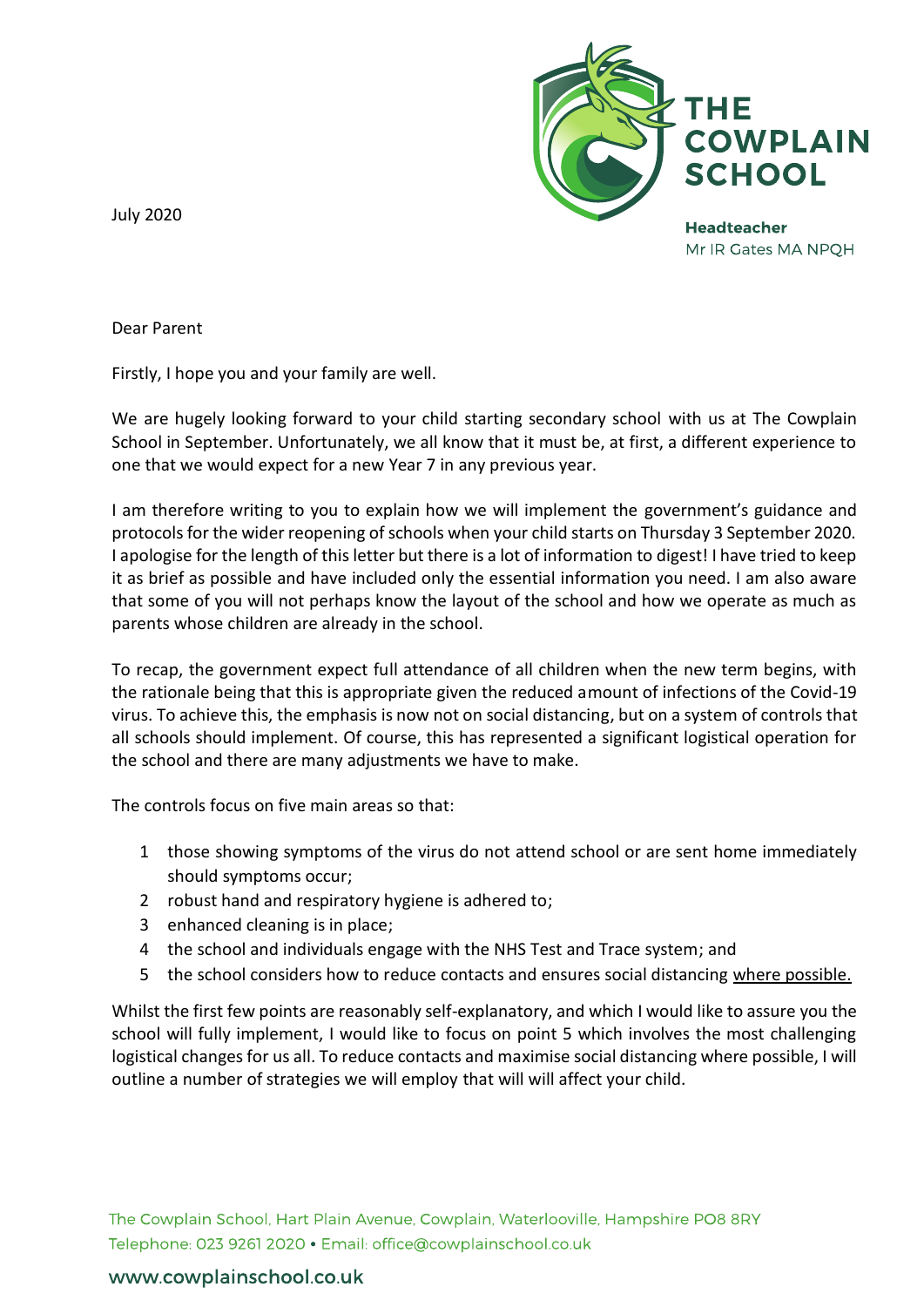THE COWPLAIN SCHOOL

**Headteacher**
Mr IR Gates MA NPQH

July 2020

Dear Parent

Firstly, I hope you and your family are well.

We are hugely looking forward to your child starting secondary school with us at The Cowplain School in September. Unfortunately, we all know that it must be, at first, a different experience to one that we would expect for a new Year 7 in any previous year.

I am therefore writing to you to explain how we will implement the government's guidance and protocols for the wider reopening of schools when your child starts on Thursday 3 September 2020. I apologise for the length of this letter but there is a lot of information to digest! I have tried to keep it as brief as possible and have included only the essential information you need. I am also aware that some of you will not perhaps know the layout of the school and how we operate as much as parents whose children are already in the school.

To recap, the government expect full attendance of all children when the new term begins, with the rationale being that this is appropriate given the reduced amount of infections of the Covid-19 virus. To achieve this, the emphasis is now not on social distancing, but on a system of controls that all schools should implement. Of course, this has represented a significant logistical operation for the school and there are many adjustments we have to make.

The controls focus on five main areas so that:

1. those showing symptoms of the virus do not attend school or are sent home immediately should symptoms occur;
2. robust hand and respiratory hygiene is adhered to;
3. enhanced cleaning is in place;
4. the school and individuals engage with the NHS Test and Trace system; and
5. the school considers how to reduce contacts and ensures social distancing <u>where possible.</u>

Whilst the first few points are reasonably self-explanatory, and which I would like to assure you the school will fully implement, I would like to focus on point 5 which involves the most challenging logistical changes for us all. To reduce contacts and maximise social distancing where possible, I will outline a number of strategies we will employ that will will affect your child.

The Cowplain School, Hart Plain Avenue, Cowplain, Waterlooville, Hampshire PO8 8RY
Telephone: 023 9261 2020 • Email: office@cowplainschool.co.uk

www.cowplainschool.co.uk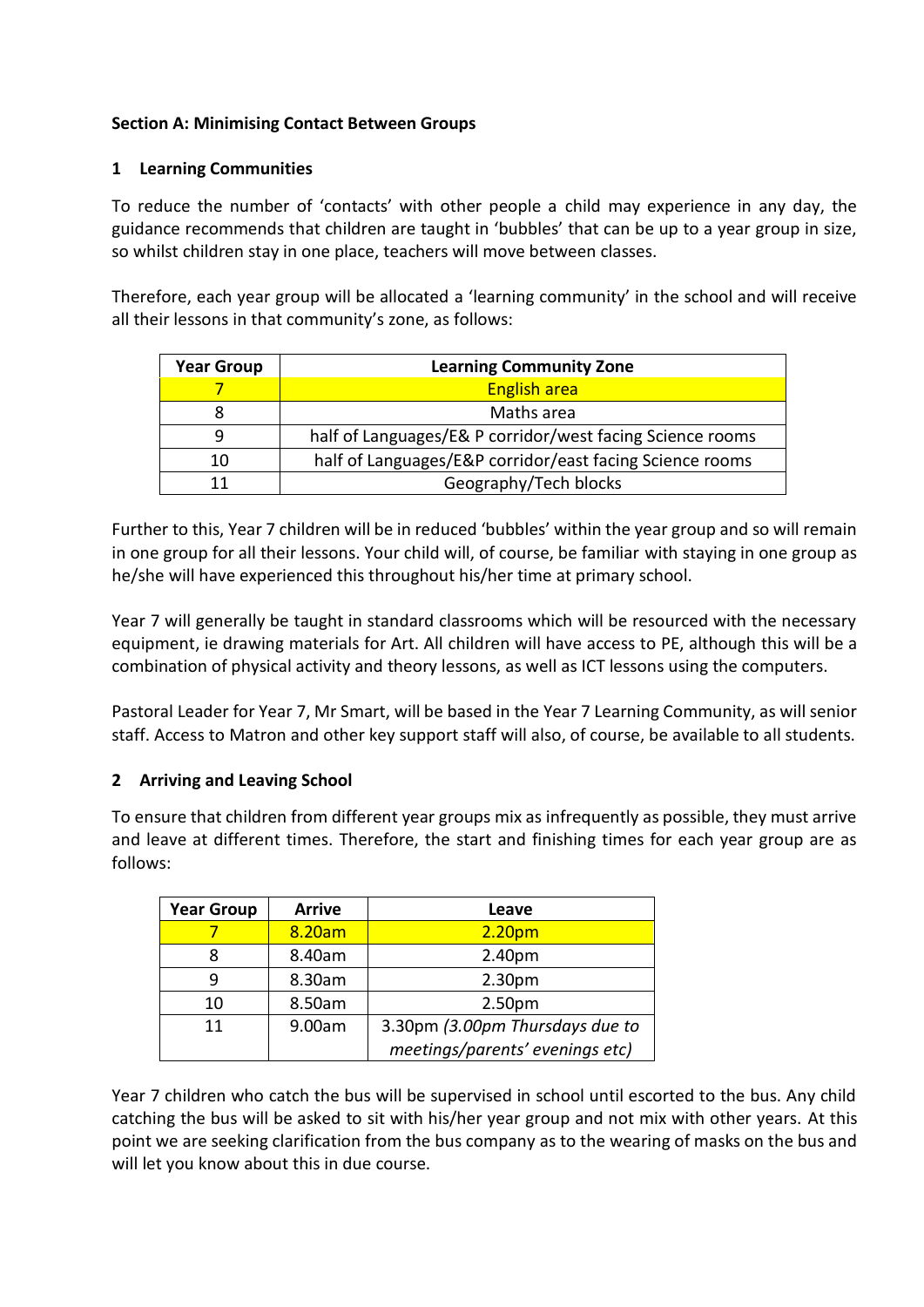**Section A: Minimising Contact Between Groups**

**1 Learning Communities**

To reduce the number of 'contacts' with other people a child may experience in any day, the guidance recommends that children are taught in 'bubbles' that can be up to a year group in size, so whilst children stay in one place, teachers will move between classes.

Therefore, each year group will be allocated a 'learning community' in the school and will receive all their lessons in that community's zone, as follows:

| Year Group | Learning Community Zone |
|---|---|
| 7 | English area |
| 8 | Maths area |
| 9 | half of Languages/E& P corridor/west facing Science rooms |
| 10 | half of Languages/E&P corridor/east facing Science rooms |
| 11 | Geography/Tech blocks |

Further to this, Year 7 children will be in reduced 'bubbles' within the year group and so will remain in one group for all their lessons. Your child will, of course, be familiar with staying in one group as he/she will have experienced this throughout his/her time at primary school.

Year 7 will generally be taught in standard classrooms which will be resourced with the necessary equipment, ie drawing materials for Art. All children will have access to PE, although this will be a combination of physical activity and theory lessons, as well as ICT lessons using the computers.

Pastoral Leader for Year 7, Mr Smart, will be based in the Year 7 Learning Community, as will senior staff. Access to Matron and other key support staff will also, of course, be available to all students.

**2 Arriving and Leaving School**

To ensure that children from different year groups mix as infrequently as possible, they must arrive and leave at different times. Therefore, the start and finishing times for each year group are as follows:

| Year Group | Arrive | Leave |
|---|---|---|
| 7 | 8.20am | 2.20pm |
| 8 | 8.40am | 2.40pm |
| 9 | 8.30am | 2.30pm |
| 10 | 8.50am | 2.50pm |
| 11 | 9.00am | 3.30pm *(3.00pm Thursdays due to meetings/parents' evenings etc)* |

Year 7 children who catch the bus will be supervised in school until escorted to the bus. Any child catching the bus will be asked to sit with his/her year group and not mix with other years. At this point we are seeking clarification from the bus company as to the wearing of masks on the bus and will let you know about this in due course.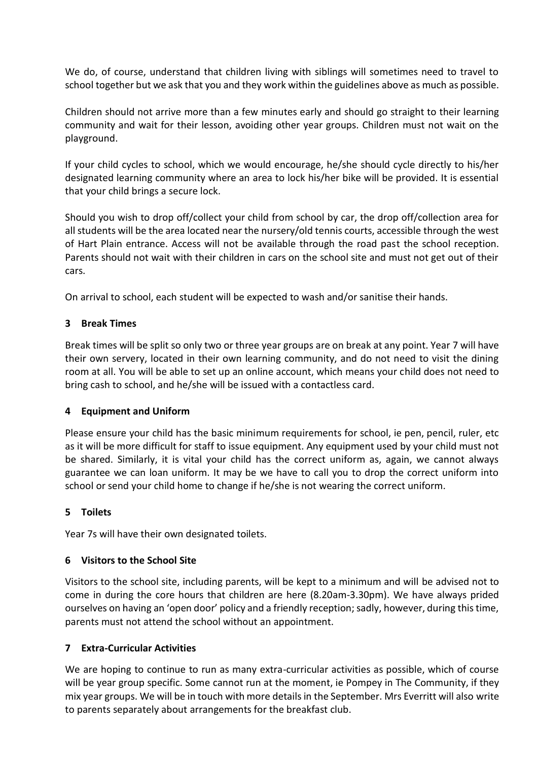We do, of course, understand that children living with siblings will sometimes need to travel to school together but we ask that you and they work within the guidelines above as much as possible.

Children should not arrive more than a few minutes early and should go straight to their learning community and wait for their lesson, avoiding other year groups. Children must not wait on the playground.

If your child cycles to school, which we would encourage, he/she should cycle directly to his/her designated learning community where an area to lock his/her bike will be provided. It is essential that your child brings a secure lock.

Should you wish to drop off/collect your child from school by car, the drop off/collection area for all students will be the area located near the nursery/old tennis courts, accessible through the west of Hart Plain entrance. Access will not be available through the road past the school reception. Parents should not wait with their children in cars on the school site and must not get out of their cars.

On arrival to school, each student will be expected to wash and/or sanitise their hands.

### 3 Break Times

Break times will be split so only two or three year groups are on break at any point. Year 7 will have their own servery, located in their own learning community, and do not need to visit the dining room at all. You will be able to set up an online account, which means your child does not need to bring cash to school, and he/she will be issued with a contactless card.

### 4 Equipment and Uniform

Please ensure your child has the basic minimum requirements for school, ie pen, pencil, ruler, etc as it will be more difficult for staff to issue equipment. Any equipment used by your child must not be shared. Similarly, it is vital your child has the correct uniform as, again, we cannot always guarantee we can loan uniform. It may be we have to call you to drop the correct uniform into school or send your child home to change if he/she is not wearing the correct uniform.

### 5 Toilets

Year 7s will have their own designated toilets.

### 6 Visitors to the School Site

Visitors to the school site, including parents, will be kept to a minimum and will be advised not to come in during the core hours that children are here (8.20am-3.30pm). We have always prided ourselves on having an 'open door' policy and a friendly reception; sadly, however, during this time, parents must not attend the school without an appointment.

### 7 Extra-Curricular Activities

We are hoping to continue to run as many extra-curricular activities as possible, which of course will be year group specific. Some cannot run at the moment, ie Pompey in The Community, if they mix year groups. We will be in touch with more details in the September. Mrs Everritt will also write to parents separately about arrangements for the breakfast club.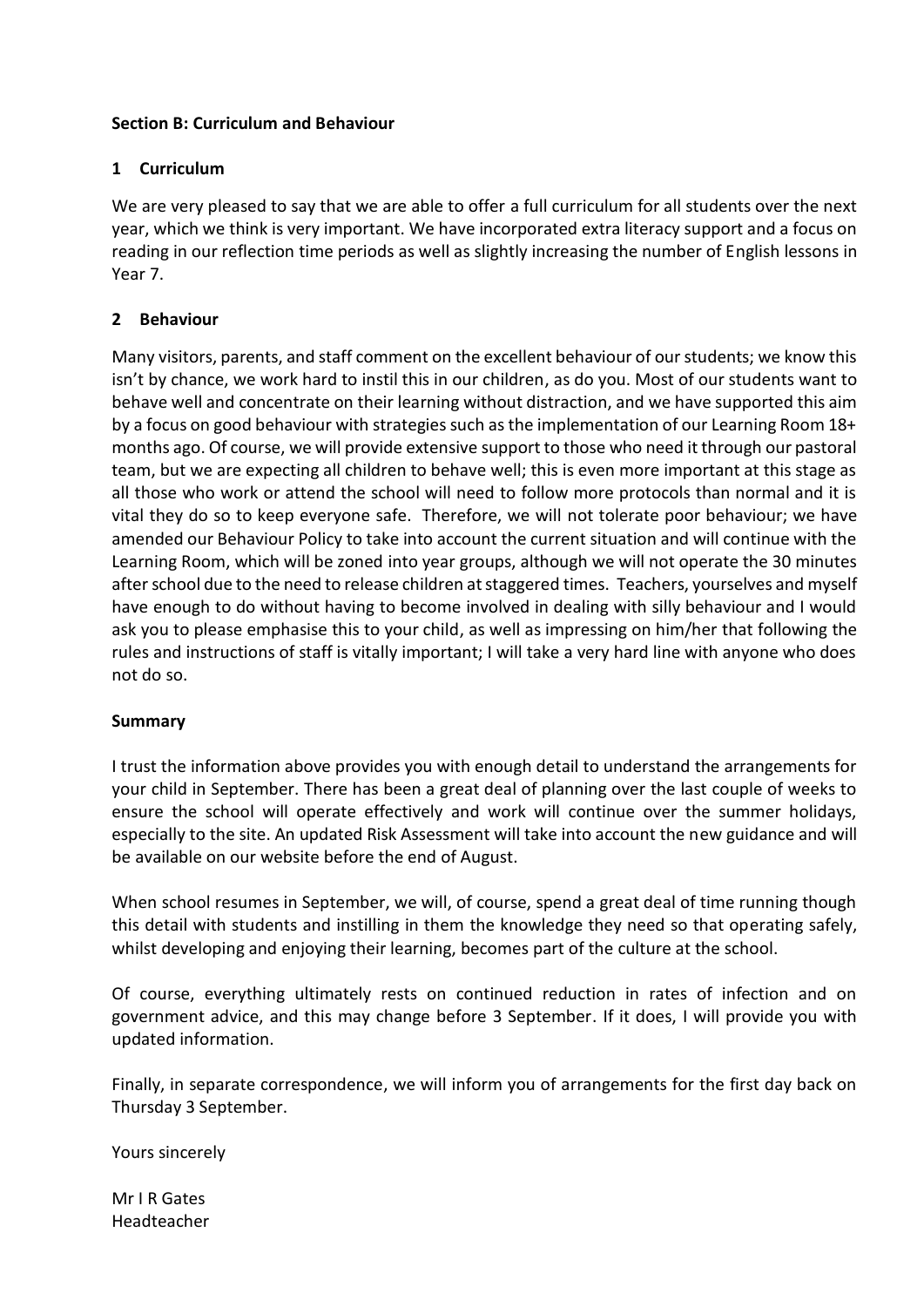## Section B: Curriculum and Behaviour

### 1 Curriculum

We are very pleased to say that we are able to offer a full curriculum for all students over the next year, which we think is very important. We have incorporated extra literacy support and a focus on reading in our reflection time periods as well as slightly increasing the number of English lessons in Year 7.

### 2 Behaviour

Many visitors, parents, and staff comment on the excellent behaviour of our students; we know this isn't by chance, we work hard to instil this in our children, as do you. Most of our students want to behave well and concentrate on their learning without distraction, and we have supported this aim by a focus on good behaviour with strategies such as the implementation of our Learning Room 18+ months ago. Of course, we will provide extensive support to those who need it through our pastoral team, but we are expecting all children to behave well; this is even more important at this stage as all those who work or attend the school will need to follow more protocols than normal and it is vital they do so to keep everyone safe. Therefore, we will not tolerate poor behaviour; we have amended our Behaviour Policy to take into account the current situation and will continue with the Learning Room, which will be zoned into year groups, although we will not operate the 30 minutes after school due to the need to release children at staggered times. Teachers, yourselves and myself have enough to do without having to become involved in dealing with silly behaviour and I would ask you to please emphasise this to your child, as well as impressing on him/her that following the rules and instructions of staff is vitally important; I will take a very hard line with anyone who does not do so.

### Summary

I trust the information above provides you with enough detail to understand the arrangements for your child in September. There has been a great deal of planning over the last couple of weeks to ensure the school will operate effectively and work will continue over the summer holidays, especially to the site. An updated Risk Assessment will take into account the new guidance and will be available on our website before the end of August.

When school resumes in September, we will, of course, spend a great deal of time running though this detail with students and instilling in them the knowledge they need so that operating safely, whilst developing and enjoying their learning, becomes part of the culture at the school.

Of course, everything ultimately rests on continued reduction in rates of infection and on government advice, and this may change before 3 September. If it does, I will provide you with updated information.

Finally, in separate correspondence, we will inform you of arrangements for the first day back on Thursday 3 September.

Yours sincerely

Mr I R Gates
Headteacher